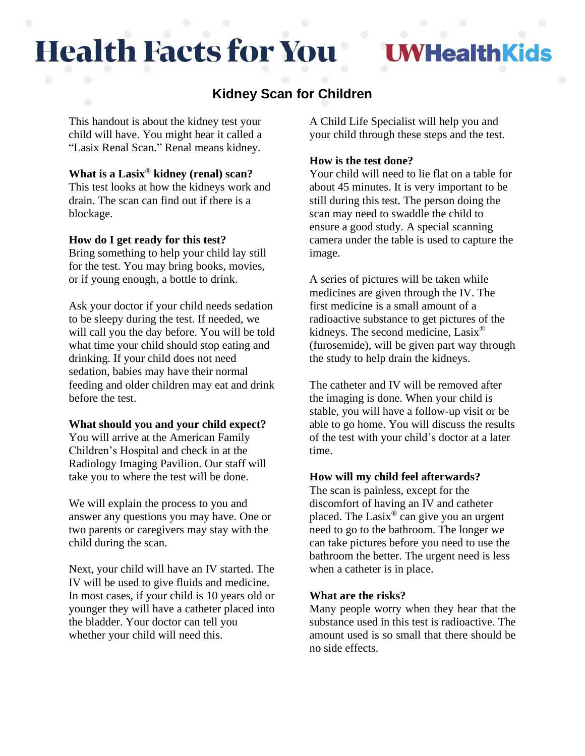# Health Facts for You

UWHealthKids

## Kidney Scan for Children

This handout is about the kidney test your child will have. You might hear it called a "Lasix Renal Scan." Renal means kidney.

**What is a Lasix® kidney (renal) scan?**
This test looks at how the kidneys work and drain. The scan can find out if there is a blockage.

**How do I get ready for this test?**
Bring something to help your child lay still for the test. You may bring books, movies, or if young enough, a bottle to drink.

Ask your doctor if your child needs sedation to be sleepy during the test. If needed, we will call you the day before. You will be told what time your child should stop eating and drinking. If your child does not need sedation, babies may have their normal feeding and older children may eat and drink before the test.

**What should you and your child expect?**
You will arrive at the American Family Children's Hospital and check in at the Radiology Imaging Pavilion. Our staff will take you to where the test will be done.

We will explain the process to you and answer any questions you may have. One or two parents or caregivers may stay with the child during the scan.

Next, your child will have an IV started. The IV will be used to give fluids and medicine. In most cases, if your child is 10 years old or younger they will have a catheter placed into the bladder. Your doctor can tell you whether your child will need this.

A Child Life Specialist will help you and your child through these steps and the test.

**How is the test done?**
Your child will need to lie flat on a table for about 45 minutes. It is very important to be still during this test. The person doing the scan may need to swaddle the child to ensure a good study. A special scanning camera under the table is used to capture the image.

A series of pictures will be taken while medicines are given through the IV. The first medicine is a small amount of a radioactive substance to get pictures of the kidneys. The second medicine, Lasix® (furosemide), will be given part way through the study to help drain the kidneys.

The catheter and IV will be removed after the imaging is done. When your child is stable, you will have a follow-up visit or be able to go home. You will discuss the results of the test with your child's doctor at a later time.

**How will my child feel afterwards?**
The scan is painless, except for the discomfort of having an IV and catheter placed. The Lasix® can give you an urgent need to go to the bathroom. The longer we can take pictures before you need to use the bathroom the better. The urgent need is less when a catheter is in place.

**What are the risks?**
Many people worry when they hear that the substance used in this test is radioactive. The amount used is so small that there should be no side effects.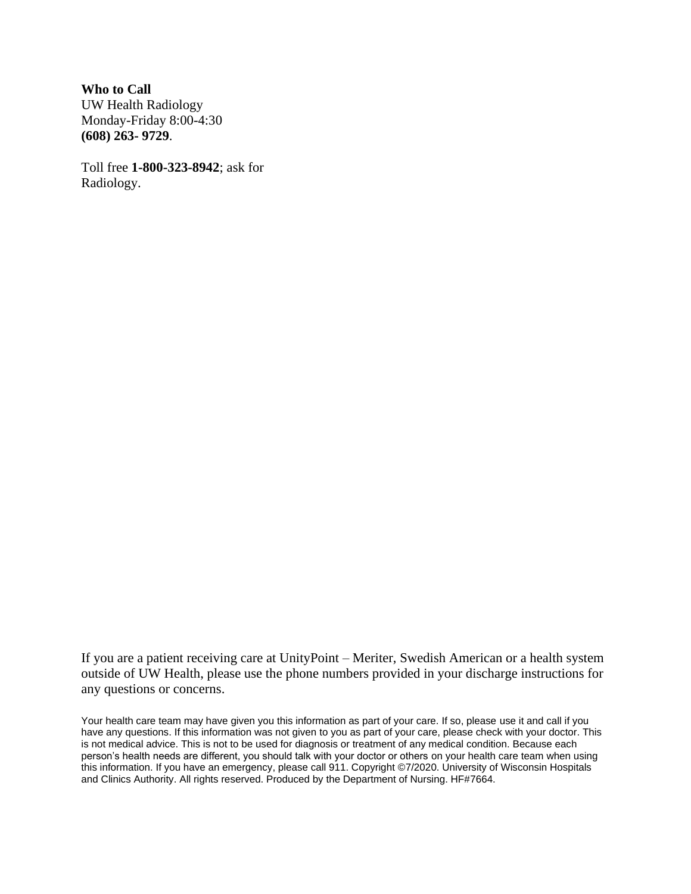**Who to Call**
UW Health Radiology
Monday-Friday 8:00-4:30
**(608) 263- 9729**.

Toll free **1-800-323-8942**; ask for Radiology.

If you are a patient receiving care at UnityPoint – Meriter, Swedish American or a health system outside of UW Health, please use the phone numbers provided in your discharge instructions for any questions or concerns.

Your health care team may have given you this information as part of your care. If so, please use it and call if you have any questions. If this information was not given to you as part of your care, please check with your doctor. This is not medical advice. This is not to be used for diagnosis or treatment of any medical condition. Because each person's health needs are different, you should talk with your doctor or others on your health care team when using this information. If you have an emergency, please call 911. Copyright ©7/2020. University of Wisconsin Hospitals and Clinics Authority. All rights reserved. Produced by the Department of Nursing. HF#7664.